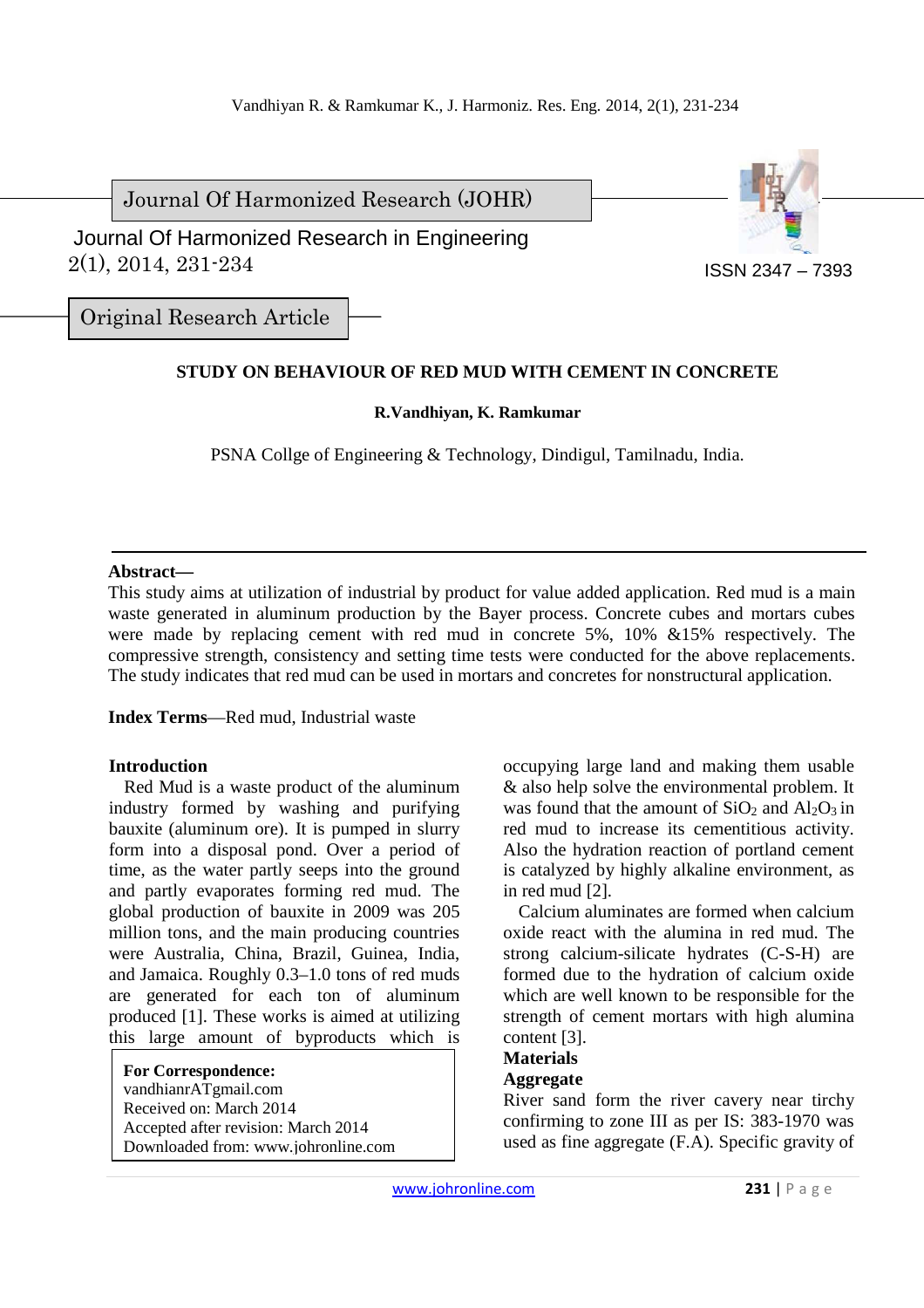Journal Of Harmonized Research (JOHR)

Journal Of Harmonized Research in Engineering
2(1), 2014, 231-234

ISSN 2347 – 7393

Original Research Article

# STUDY ON BEHAVIOUR OF RED MUD WITH CEMENT IN CONCRETE

**R.Vandhiyan, K. Ramkumar**

PSNA Collge of Engineering & Technology, Dindigul, Tamilnadu, India.

**Abstract—**
This study aims at utilization of industrial by product for value added application. Red mud is a main waste generated in aluminum production by the Bayer process. Concrete cubes and mortars cubes were made by replacing cement with red mud in concrete 5%, 10% &15% respectively. The compressive strength, consistency and setting time tests were conducted for the above replacements. The study indicates that red mud can be used in mortars and concretes for nonstructural application.

**Index Terms**—Red mud, Industrial waste

## Introduction

Red Mud is a waste product of the aluminum industry formed by washing and purifying bauxite (aluminum ore). It is pumped in slurry form into a disposal pond. Over a period of time, as the water partly seeps into the ground and partly evaporates forming red mud. The global production of bauxite in 2009 was 205 million tons, and the main producing countries were Australia, China, Brazil, Guinea, India, and Jamaica. Roughly 0.3–1.0 tons of red muds are generated for each ton of aluminum produced [1]. These works is aimed at utilizing this large amount of byproducts which is occupying large land and making them usable & also help solve the environmental problem. It was found that the amount of $SiO_2$ and $Al_2O_3$ in red mud to increase its cementitious activity. Also the hydration reaction of portland cement is catalyzed by highly alkaline environment, as in red mud [2].

Calcium aluminates are formed when calcium oxide react with the alumina in red mud. The strong calcium-silicate hydrates (C-S-H) are formed due to the hydration of calcium oxide which are well known to be responsible for the strength of cement mortars with high alumina content [3].

**For Correspondence:**
vandhianrATgmail.com
Received on: March 2014
Accepted after revision: March 2014
Downloaded from: www.johronline.com

## Materials

### Aggregate

River sand form the river cavery near tirchy confirming to zone III as per IS: 383-1970 was used as fine aggregate (F.A). Specific gravity of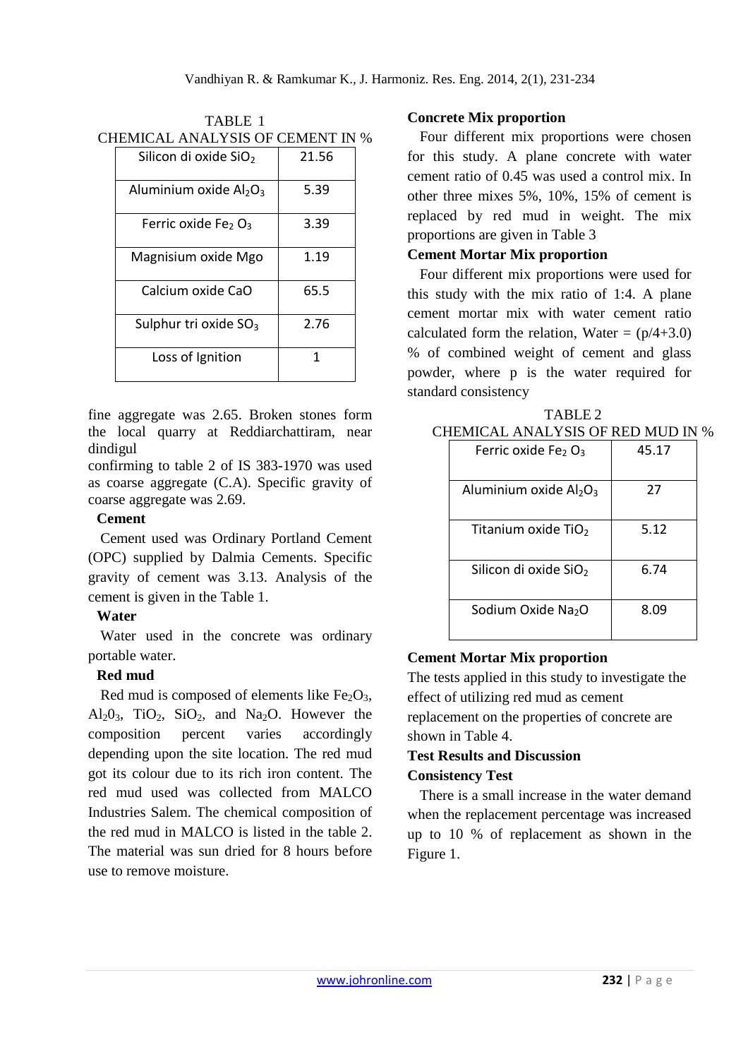TABLE 1

CHEMICAL ANALYSIS OF CEMENT IN %

| | |
|---|---|
| Silicon di oxide $SiO_2$ | 21.56 |
| Aluminium oxide $Al_2O_3$ | 5.39 |
| Ferric oxide $Fe_2 O_3$ | 3.39 |
| Magnisium oxide Mgo | 1.19 |
| Calcium oxide CaO | 65.5 |
| Sulphur tri oxide $SO_3$ | 2.76 |
| Loss of Ignition | 1 |

fine aggregate was 2.65. Broken stones form the local quarry at Reddiarchattiram, near dindigul

confirming to table 2 of IS 383-1970 was used as coarse aggregate (C.A). Specific gravity of coarse aggregate was 2.69.

**Cement**

Cement used was Ordinary Portland Cement (OPC) supplied by Dalmia Cements. Specific gravity of cement was 3.13. Analysis of the cement is given in the Table 1.

**Water**

Water used in the concrete was ordinary portable water.

**Red mud**

Red mud is composed of elements like $Fe_2O_3$, $Al_2 0_3$, $TiO_2$, $SiO_2$, and $Na_2O$. However the composition percent varies accordingly depending upon the site location. The red mud got its colour due to its rich iron content. The red mud used was collected from MALCO Industries Salem. The chemical composition of the red mud in MALCO is listed in the table 2. The material was sun dried for 8 hours before use to remove moisture.

**Concrete Mix proportion**

Four different mix proportions were chosen for this study. A plane concrete with water cement ratio of 0.45 was used a control mix. In other three mixes 5%, 10%, 15% of cement is replaced by red mud in weight. The mix proportions are given in Table 3

**Cement Mortar Mix proportion**

Four different mix proportions were used for this study with the mix ratio of 1:4. A plane cement mortar mix with water cement ratio calculated form the relation, Water = $(p/4+3.0)$ % of combined weight of cement and glass powder, where p is the water required for standard consistency

TABLE 2

CHEMICAL ANALYSIS OF RED MUD IN %

| | |
|---|---|
| Ferric oxide $Fe_2 O_3$ | 45.17 |
| Aluminium oxide $Al_2O_3$ | 27 |
| Titanium oxide $TiO_2$ | 5.12 |
| Silicon di oxide $SiO_2$ | 6.74 |
| Sodium Oxide $Na_2O$ | 8.09 |

**Cement Mortar Mix proportion**

The tests applied in this study to investigate the effect of utilizing red mud as cement replacement on the properties of concrete are shown in Table 4.

**Test Results and Discussion**

**Consistency Test**

There is a small increase in the water demand when the replacement percentage was increased up to 10 % of replacement as shown in the Figure 1.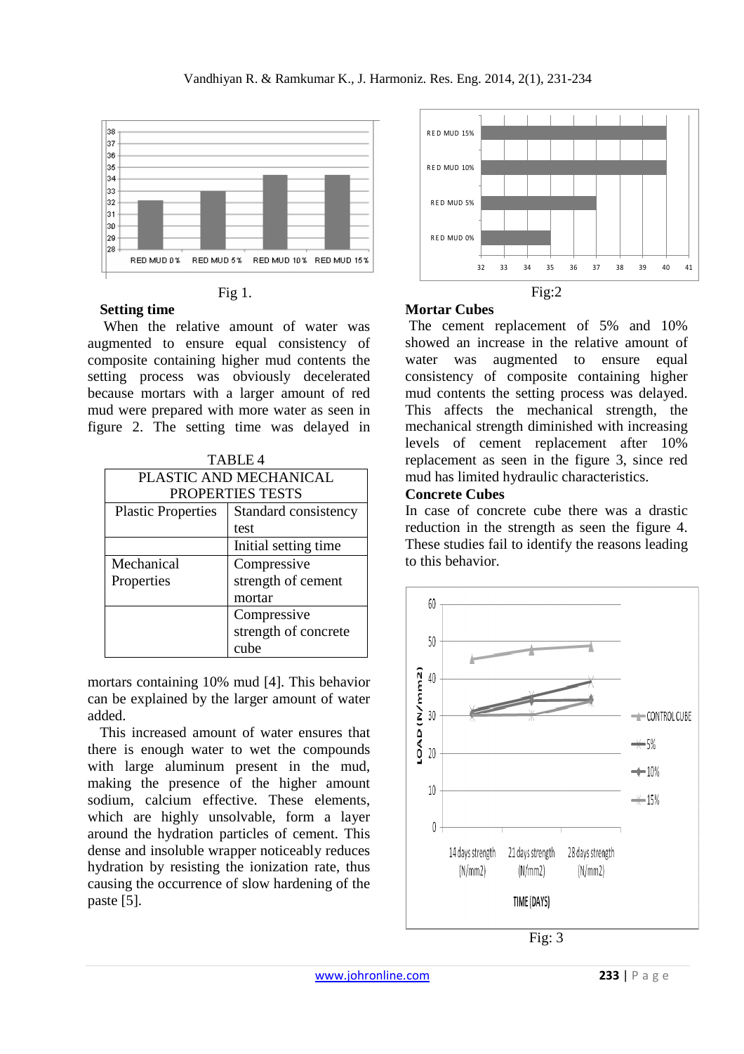Fig 1.

Fig:2

### Setting time

When the relative amount of water was augmented to ensure equal consistency of composite containing higher mud contents the setting process was obviously decelerated because mortars with a larger amount of red mud were prepared with more water as seen in figure 2. The setting time was delayed in mortars containing 10% mud [4]. This behavior can be explained by the larger amount of water added.

This increased amount of water ensures that there is enough water to wet the compounds with large aluminum present in the mud, making the presence of the higher amount sodium, calcium effective. These elements, which are highly unsolvable, form a layer around the hydration particles of cement. This dense and insoluble wrapper noticeably reduces hydration by resisting the ionization rate, thus causing the occurrence of slow hardening of the paste [5].

TABLE 4

| PLASTIC AND MECHANICAL PROPERTIES TESTS | |
|---|---|
| Plastic Properties | Standard consistency test |
| | Initial setting time |
| Mechanical Properties | Compressive strength of cement mortar |
| | Compressive strength of concrete cube |

### Mortar Cubes

The cement replacement of 5% and 10% showed an increase in the relative amount of water was augmented to ensure equal consistency of composite containing higher mud contents the setting process was delayed. This affects the mechanical strength, the mechanical strength diminished with increasing levels of cement replacement after 10% replacement as seen in the figure 3, since red mud has limited hydraulic characteristics.

### Concrete Cubes

In case of concrete cube there was a drastic reduction in the strength as seen the figure 4. These studies fail to identify the reasons leading to this behavior.

Fig: 3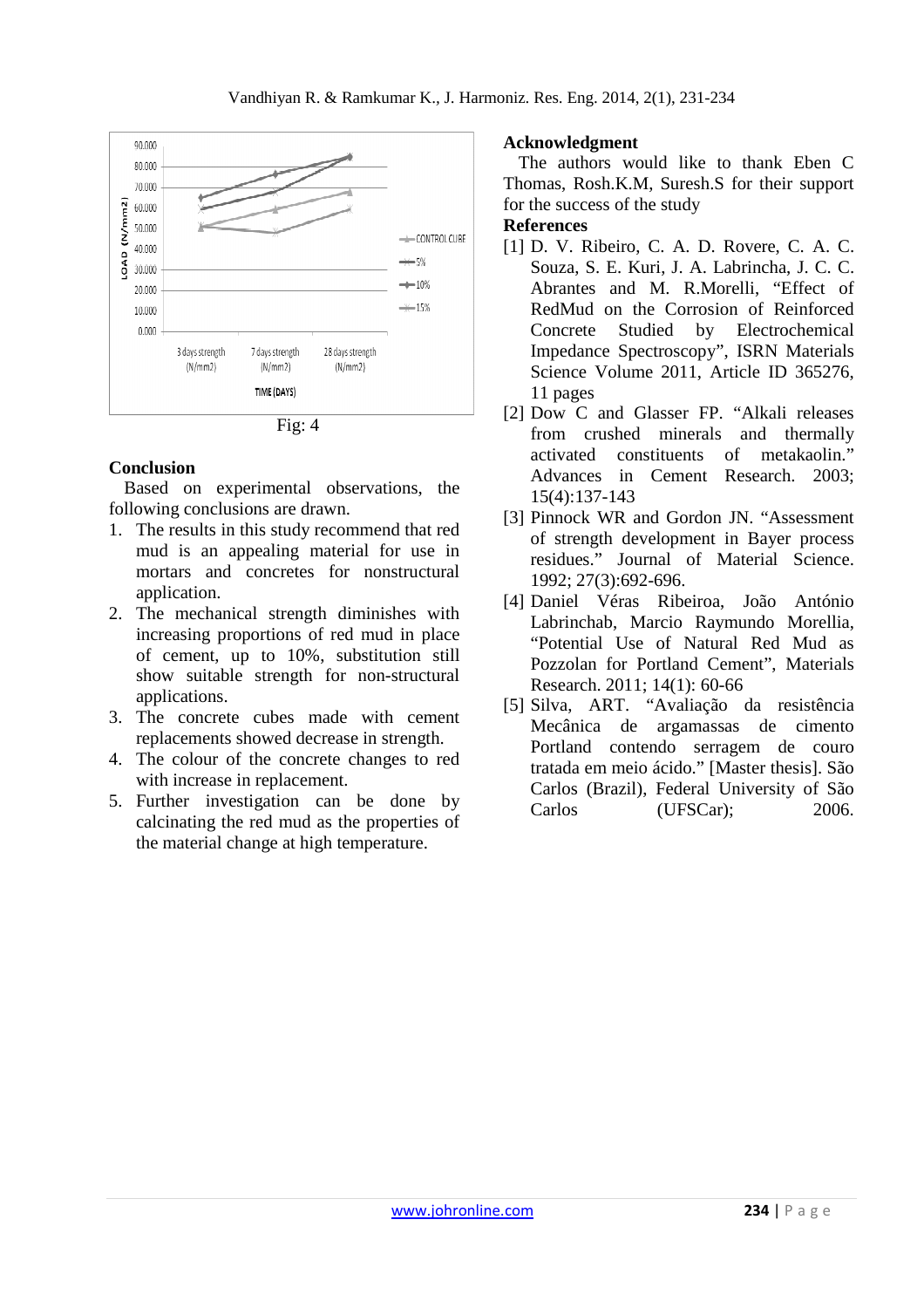90.000
80.000
70.000
60.000
50.000
40.000
30.000
20.000
10.000
0.000

LOAD (N/mm2)

3 days strength (N/mm2)
7 days strength (N/mm2)
28 days strength (N/mm2)

TIME (DAYS)

CONTROL CUBE
5%
10%
15%

Fig: 4

## Conclusion

Based on experimental observations, the following conclusions are drawn.

1. The results in this study recommend that red mud is an appealing material for use in mortars and concretes for nonstructural application.
2. The mechanical strength diminishes with increasing proportions of red mud in place of cement, up to 10%, substitution still show suitable strength for non-structural applications.
3. The concrete cubes made with cement replacements showed decrease in strength.
4. The colour of the concrete changes to red with increase in replacement.
5. Further investigation can be done by calcinating the red mud as the properties of the material change at high temperature.

## Acknowledgment

The authors would like to thank Eben C Thomas, Rosh.K.M, Suresh.S for their support for the success of the study

## References

[1] D. V. Ribeiro, C. A. D. Rovere, C. A. C. Souza, S. E. Kuri, J. A. Labrincha, J. C. C. Abrantes and M. R.Morelli, "Effect of RedMud on the Corrosion of Reinforced Concrete Studied by Electrochemical Impedance Spectroscopy", ISRN Materials Science Volume 2011, Article ID 365276, 11 pages

[2] Dow C and Glasser FP. "Alkali releases from crushed minerals and thermally activated constituents of metakaolin." Advances in Cement Research. 2003; 15(4):137-143

[3] Pinnock WR and Gordon JN. "Assessment of strength development in Bayer process residues." Journal of Material Science. 1992; 27(3):692-696.

[4] Daniel Véras Ribeiroa, João António Labrinchab, Marcio Raymundo Morellia, "Potential Use of Natural Red Mud as Pozzolan for Portland Cement", Materials Research. 2011; 14(1): 60-66

[5] Silva, ART. "Avaliação da resistência Mecânica de argamassas de cimento Portland contendo serragem de couro tratada em meio ácido." [Master thesis]. São Carlos (Brazil), Federal University of São Carlos (UFSCar); 2006.